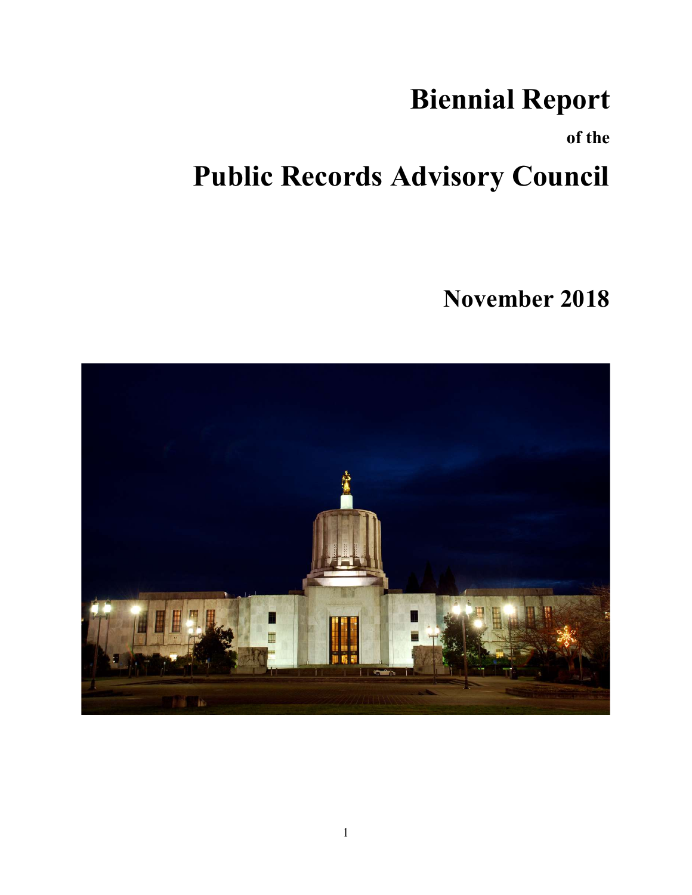# Biennial Report

**of the**

# Public Records Advisory Council

## November 2018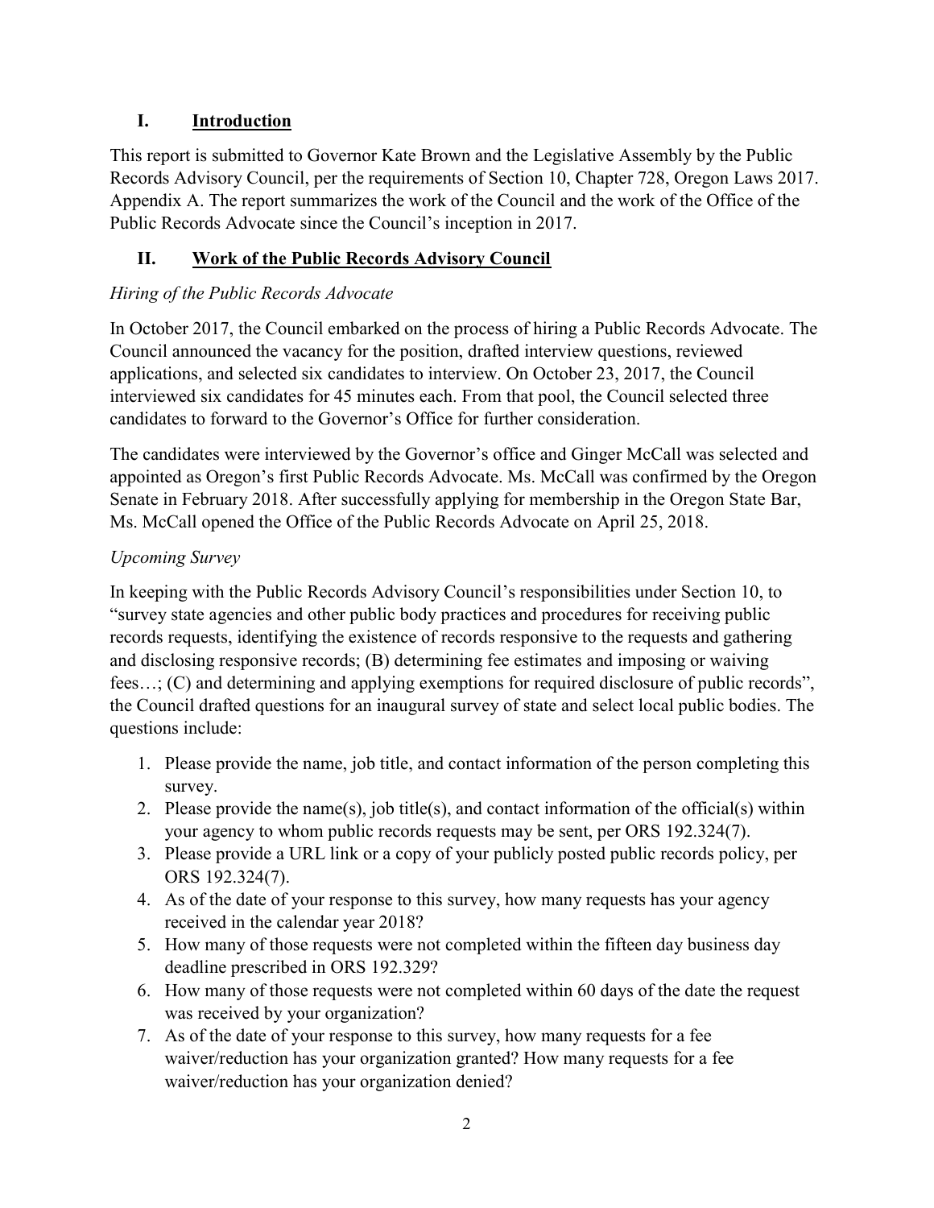## I. Introduction

This report is submitted to Governor Kate Brown and the Legislative Assembly by the Public Records Advisory Council, per the requirements of Section 10, Chapter 728, Oregon Laws 2017. Appendix A. The report summarizes the work of the Council and the work of the Office of the Public Records Advocate since the Council's inception in 2017.

## II. Work of the Public Records Advisory Council

*Hiring of the Public Records Advocate*

In October 2017, the Council embarked on the process of hiring a Public Records Advocate. The Council announced the vacancy for the position, drafted interview questions, reviewed applications, and selected six candidates to interview. On October 23, 2017, the Council interviewed six candidates for 45 minutes each. From that pool, the Council selected three candidates to forward to the Governor's Office for further consideration.

The candidates were interviewed by the Governor's office and Ginger McCall was selected and appointed as Oregon's first Public Records Advocate. Ms. McCall was confirmed by the Oregon Senate in February 2018. After successfully applying for membership in the Oregon State Bar, Ms. McCall opened the Office of the Public Records Advocate on April 25, 2018.

*Upcoming Survey*

In keeping with the Public Records Advisory Council's responsibilities under Section 10, to "survey state agencies and other public body practices and procedures for receiving public records requests, identifying the existence of records responsive to the requests and gathering and disclosing responsive records; (B) determining fee estimates and imposing or waiving fees…; (C) and determining and applying exemptions for required disclosure of public records", the Council drafted questions for an inaugural survey of state and select local public bodies. The questions include:

1. Please provide the name, job title, and contact information of the person completing this survey.
2. Please provide the name(s), job title(s), and contact information of the official(s) within your agency to whom public records requests may be sent, per ORS 192.324(7).
3. Please provide a URL link or a copy of your publicly posted public records policy, per ORS 192.324(7).
4. As of the date of your response to this survey, how many requests has your agency received in the calendar year 2018?
5. How many of those requests were not completed within the fifteen day business day deadline prescribed in ORS 192.329?
6. How many of those requests were not completed within 60 days of the date the request was received by your organization?
7. As of the date of your response to this survey, how many requests for a fee waiver/reduction has your organization granted? How many requests for a fee waiver/reduction has your organization denied?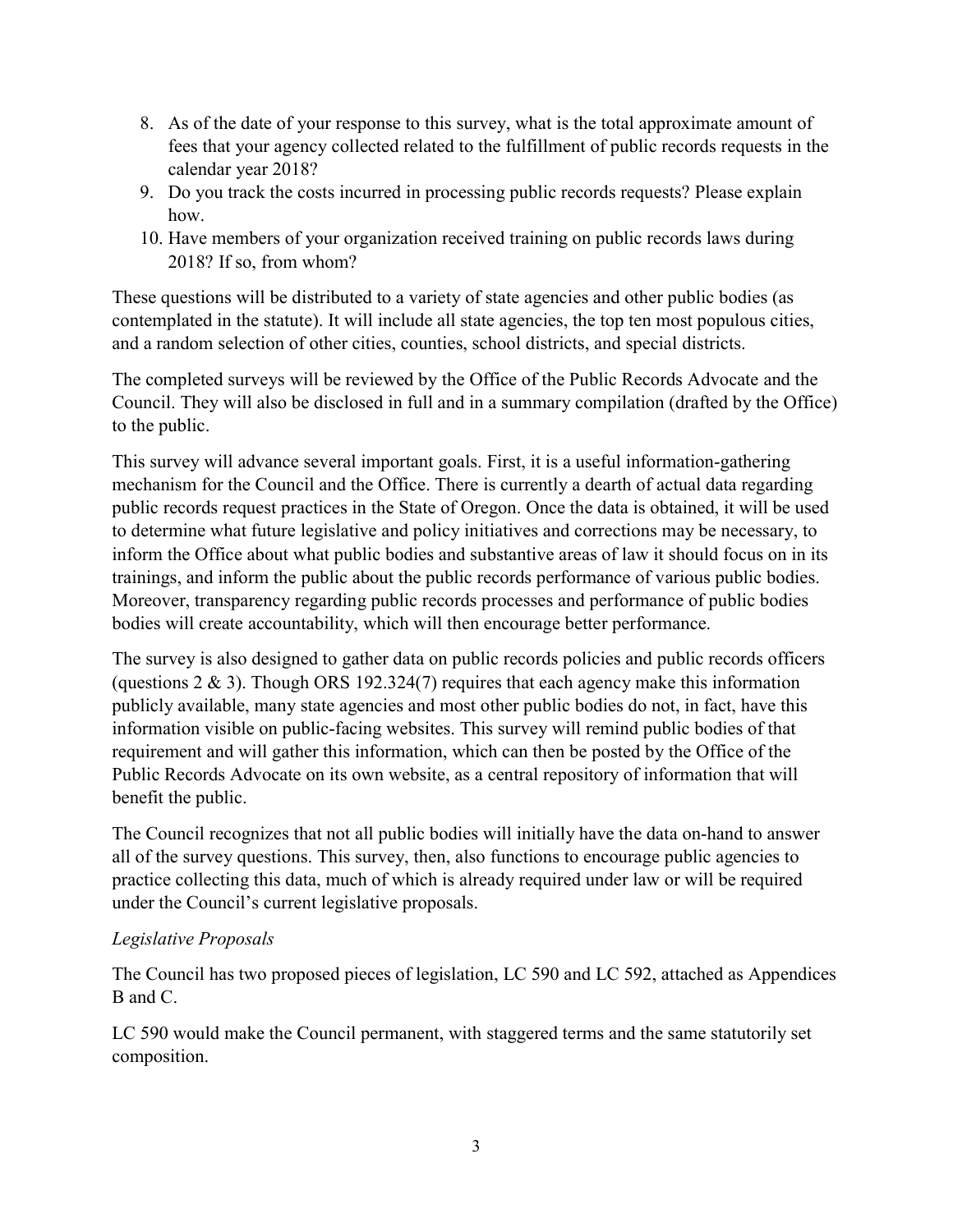8. As of the date of your response to this survey, what is the total approximate amount of fees that your agency collected related to the fulfillment of public records requests in the calendar year 2018?
9. Do you track the costs incurred in processing public records requests? Please explain how.
10. Have members of your organization received training on public records laws during 2018? If so, from whom?

These questions will be distributed to a variety of state agencies and other public bodies (as contemplated in the statute). It will include all state agencies, the top ten most populous cities, and a random selection of other cities, counties, school districts, and special districts.

The completed surveys will be reviewed by the Office of the Public Records Advocate and the Council. They will also be disclosed in full and in a summary compilation (drafted by the Office) to the public.

This survey will advance several important goals. First, it is a useful information-gathering mechanism for the Council and the Office. There is currently a dearth of actual data regarding public records request practices in the State of Oregon. Once the data is obtained, it will be used to determine what future legislative and policy initiatives and corrections may be necessary, to inform the Office about what public bodies and substantive areas of law it should focus on in its trainings, and inform the public about the public records performance of various public bodies. Moreover, transparency regarding public records processes and performance of public bodies bodies will create accountability, which will then encourage better performance.

The survey is also designed to gather data on public records policies and public records officers (questions 2 & 3). Though ORS 192.324(7) requires that each agency make this information publicly available, many state agencies and most other public bodies do not, in fact, have this information visible on public-facing websites. This survey will remind public bodies of that requirement and will gather this information, which can then be posted by the Office of the Public Records Advocate on its own website, as a central repository of information that will benefit the public.

The Council recognizes that not all public bodies will initially have the data on-hand to answer all of the survey questions. This survey, then, also functions to encourage public agencies to practice collecting this data, much of which is already required under law or will be required under the Council's current legislative proposals.

*Legislative Proposals*

The Council has two proposed pieces of legislation, LC 590 and LC 592, attached as Appendices B and C.

LC 590 would make the Council permanent, with staggered terms and the same statutorily set composition.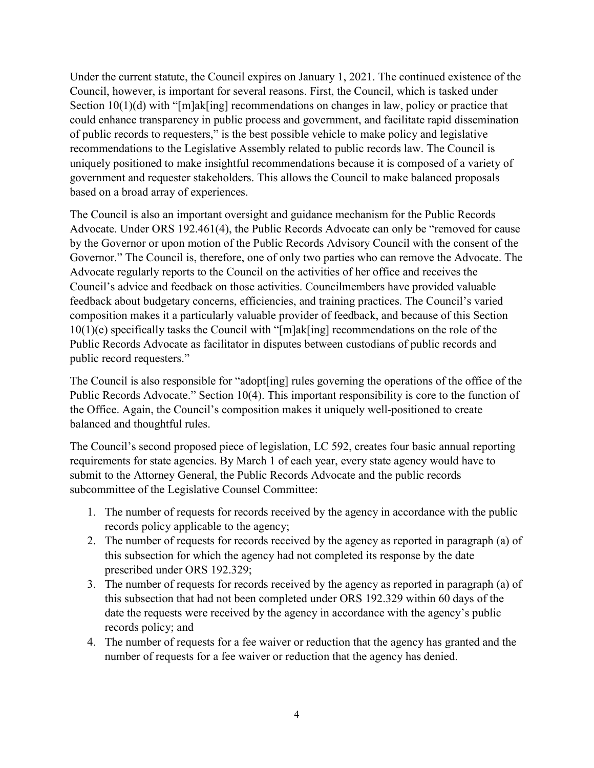Under the current statute, the Council expires on January 1, 2021. The continued existence of the Council, however, is important for several reasons. First, the Council, which is tasked under Section 10(1)(d) with "[m]ak[ing] recommendations on changes in law, policy or practice that could enhance transparency in public process and government, and facilitate rapid dissemination of public records to requesters," is the best possible vehicle to make policy and legislative recommendations to the Legislative Assembly related to public records law. The Council is uniquely positioned to make insightful recommendations because it is composed of a variety of government and requester stakeholders. This allows the Council to make balanced proposals based on a broad array of experiences.

The Council is also an important oversight and guidance mechanism for the Public Records Advocate. Under ORS 192.461(4), the Public Records Advocate can only be "removed for cause by the Governor or upon motion of the Public Records Advisory Council with the consent of the Governor." The Council is, therefore, one of only two parties who can remove the Advocate. The Advocate regularly reports to the Council on the activities of her office and receives the Council's advice and feedback on those activities. Councilmembers have provided valuable feedback about budgetary concerns, efficiencies, and training practices. The Council's varied composition makes it a particularly valuable provider of feedback, and because of this Section 10(1)(e) specifically tasks the Council with "[m]ak[ing] recommendations on the role of the Public Records Advocate as facilitator in disputes between custodians of public records and public record requesters."

The Council is also responsible for "adopt[ing] rules governing the operations of the office of the Public Records Advocate." Section 10(4). This important responsibility is core to the function of the Office. Again, the Council's composition makes it uniquely well-positioned to create balanced and thoughtful rules.

The Council's second proposed piece of legislation, LC 592, creates four basic annual reporting requirements for state agencies. By March 1 of each year, every state agency would have to submit to the Attorney General, the Public Records Advocate and the public records subcommittee of the Legislative Counsel Committee:

1. The number of requests for records received by the agency in accordance with the public records policy applicable to the agency;
2. The number of requests for records received by the agency as reported in paragraph (a) of this subsection for which the agency had not completed its response by the date prescribed under ORS 192.329;
3. The number of requests for records received by the agency as reported in paragraph (a) of this subsection that had not been completed under ORS 192.329 within 60 days of the date the requests were received by the agency in accordance with the agency's public records policy; and
4. The number of requests for a fee waiver or reduction that the agency has granted and the number of requests for a fee waiver or reduction that the agency has denied.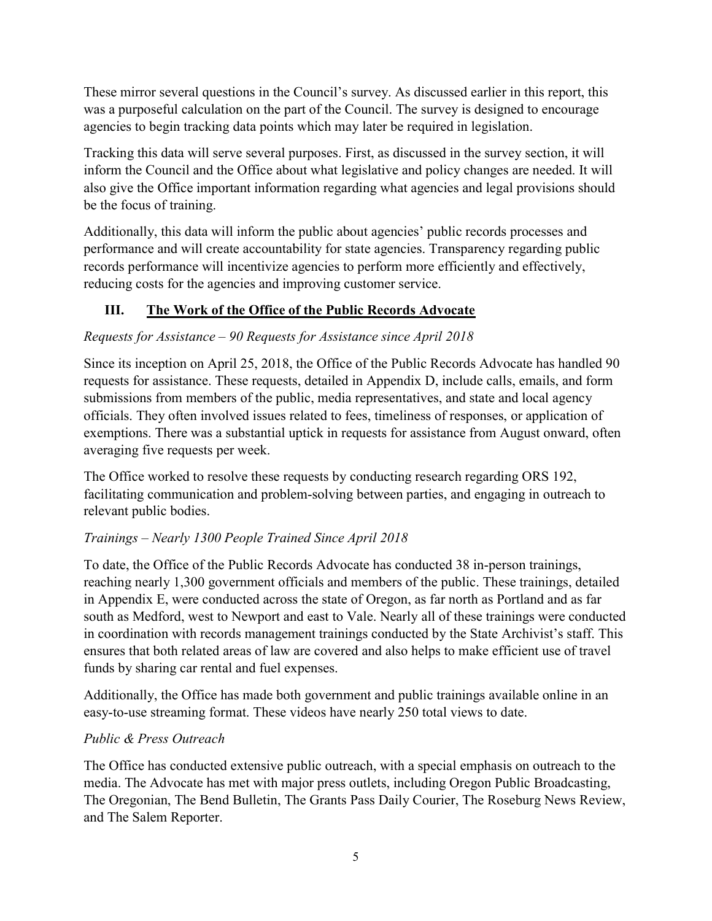These mirror several questions in the Council's survey. As discussed earlier in this report, this was a purposeful calculation on the part of the Council. The survey is designed to encourage agencies to begin tracking data points which may later be required in legislation.

Tracking this data will serve several purposes. First, as discussed in the survey section, it will inform the Council and the Office about what legislative and policy changes are needed. It will also give the Office important information regarding what agencies and legal provisions should be the focus of training.

Additionally, this data will inform the public about agencies' public records processes and performance and will create accountability for state agencies. Transparency regarding public records performance will incentivize agencies to perform more efficiently and effectively, reducing costs for the agencies and improving customer service.

## III. The Work of the Office of the Public Records Advocate

### *Requests for Assistance – 90 Requests for Assistance since April 2018*

Since its inception on April 25, 2018, the Office of the Public Records Advocate has handled 90 requests for assistance. These requests, detailed in Appendix D, include calls, emails, and form submissions from members of the public, media representatives, and state and local agency officials. They often involved issues related to fees, timeliness of responses, or application of exemptions. There was a substantial uptick in requests for assistance from August onward, often averaging five requests per week.

The Office worked to resolve these requests by conducting research regarding ORS 192, facilitating communication and problem-solving between parties, and engaging in outreach to relevant public bodies.

### *Trainings – Nearly 1300 People Trained Since April 2018*

To date, the Office of the Public Records Advocate has conducted 38 in-person trainings, reaching nearly 1,300 government officials and members of the public. These trainings, detailed in Appendix E, were conducted across the state of Oregon, as far north as Portland and as far south as Medford, west to Newport and east to Vale. Nearly all of these trainings were conducted in coordination with records management trainings conducted by the State Archivist's staff. This ensures that both related areas of law are covered and also helps to make efficient use of travel funds by sharing car rental and fuel expenses.

Additionally, the Office has made both government and public trainings available online in an easy-to-use streaming format. These videos have nearly 250 total views to date.

### *Public & Press Outreach*

The Office has conducted extensive public outreach, with a special emphasis on outreach to the media. The Advocate has met with major press outlets, including Oregon Public Broadcasting, The Oregonian, The Bend Bulletin, The Grants Pass Daily Courier, The Roseburg News Review, and The Salem Reporter.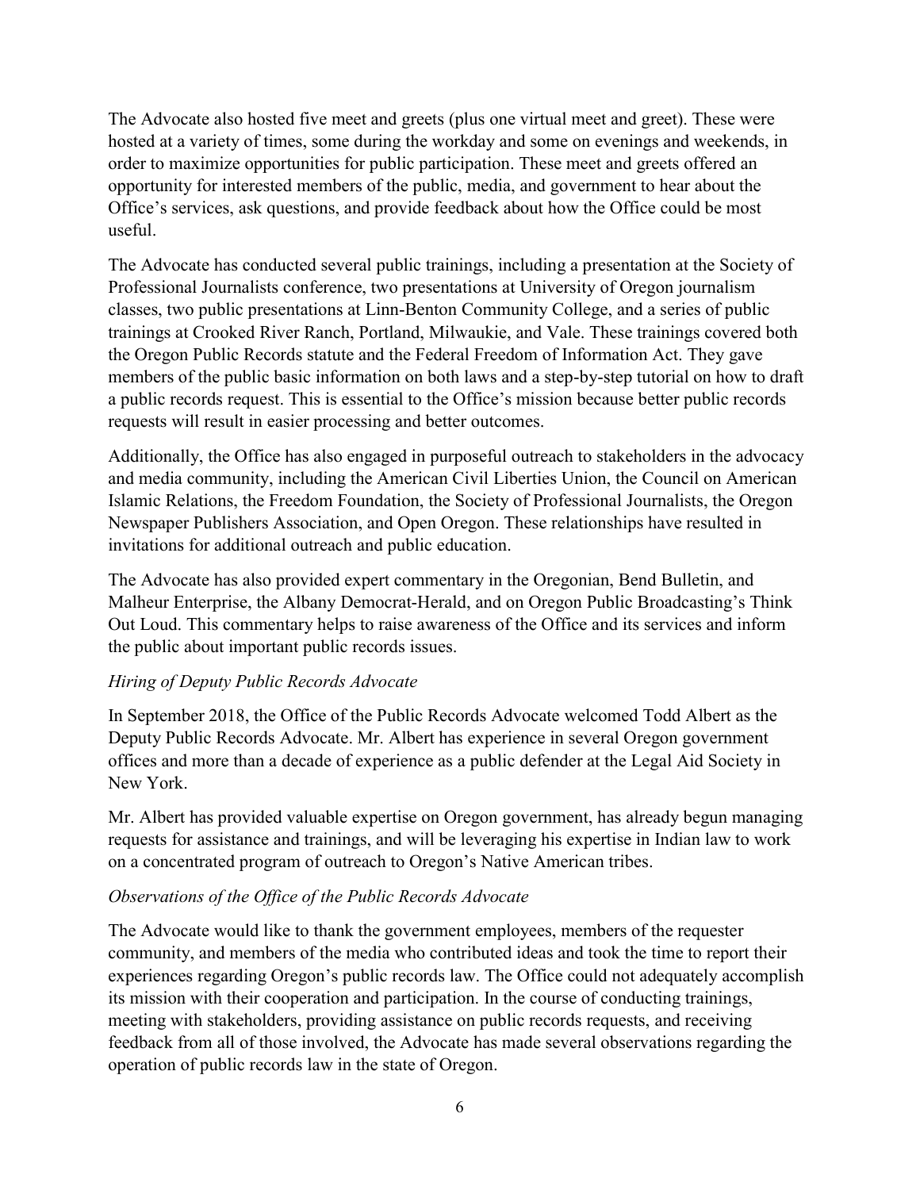The Advocate also hosted five meet and greets (plus one virtual meet and greet). These were hosted at a variety of times, some during the workday and some on evenings and weekends, in order to maximize opportunities for public participation. These meet and greets offered an opportunity for interested members of the public, media, and government to hear about the Office's services, ask questions, and provide feedback about how the Office could be most useful.

The Advocate has conducted several public trainings, including a presentation at the Society of Professional Journalists conference, two presentations at University of Oregon journalism classes, two public presentations at Linn-Benton Community College, and a series of public trainings at Crooked River Ranch, Portland, Milwaukie, and Vale. These trainings covered both the Oregon Public Records statute and the Federal Freedom of Information Act. They gave members of the public basic information on both laws and a step-by-step tutorial on how to draft a public records request. This is essential to the Office's mission because better public records requests will result in easier processing and better outcomes.

Additionally, the Office has also engaged in purposeful outreach to stakeholders in the advocacy and media community, including the American Civil Liberties Union, the Council on American Islamic Relations, the Freedom Foundation, the Society of Professional Journalists, the Oregon Newspaper Publishers Association, and Open Oregon. These relationships have resulted in invitations for additional outreach and public education.

The Advocate has also provided expert commentary in the Oregonian, Bend Bulletin, and Malheur Enterprise, the Albany Democrat-Herald, and on Oregon Public Broadcasting's Think Out Loud. This commentary helps to raise awareness of the Office and its services and inform the public about important public records issues.

*Hiring of Deputy Public Records Advocate*

In September 2018, the Office of the Public Records Advocate welcomed Todd Albert as the Deputy Public Records Advocate. Mr. Albert has experience in several Oregon government offices and more than a decade of experience as a public defender at the Legal Aid Society in New York.

Mr. Albert has provided valuable expertise on Oregon government, has already begun managing requests for assistance and trainings, and will be leveraging his expertise in Indian law to work on a concentrated program of outreach to Oregon's Native American tribes.

*Observations of the Office of the Public Records Advocate*

The Advocate would like to thank the government employees, members of the requester community, and members of the media who contributed ideas and took the time to report their experiences regarding Oregon's public records law. The Office could not adequately accomplish its mission with their cooperation and participation. In the course of conducting trainings, meeting with stakeholders, providing assistance on public records requests, and receiving feedback from all of those involved, the Advocate has made several observations regarding the operation of public records law in the state of Oregon.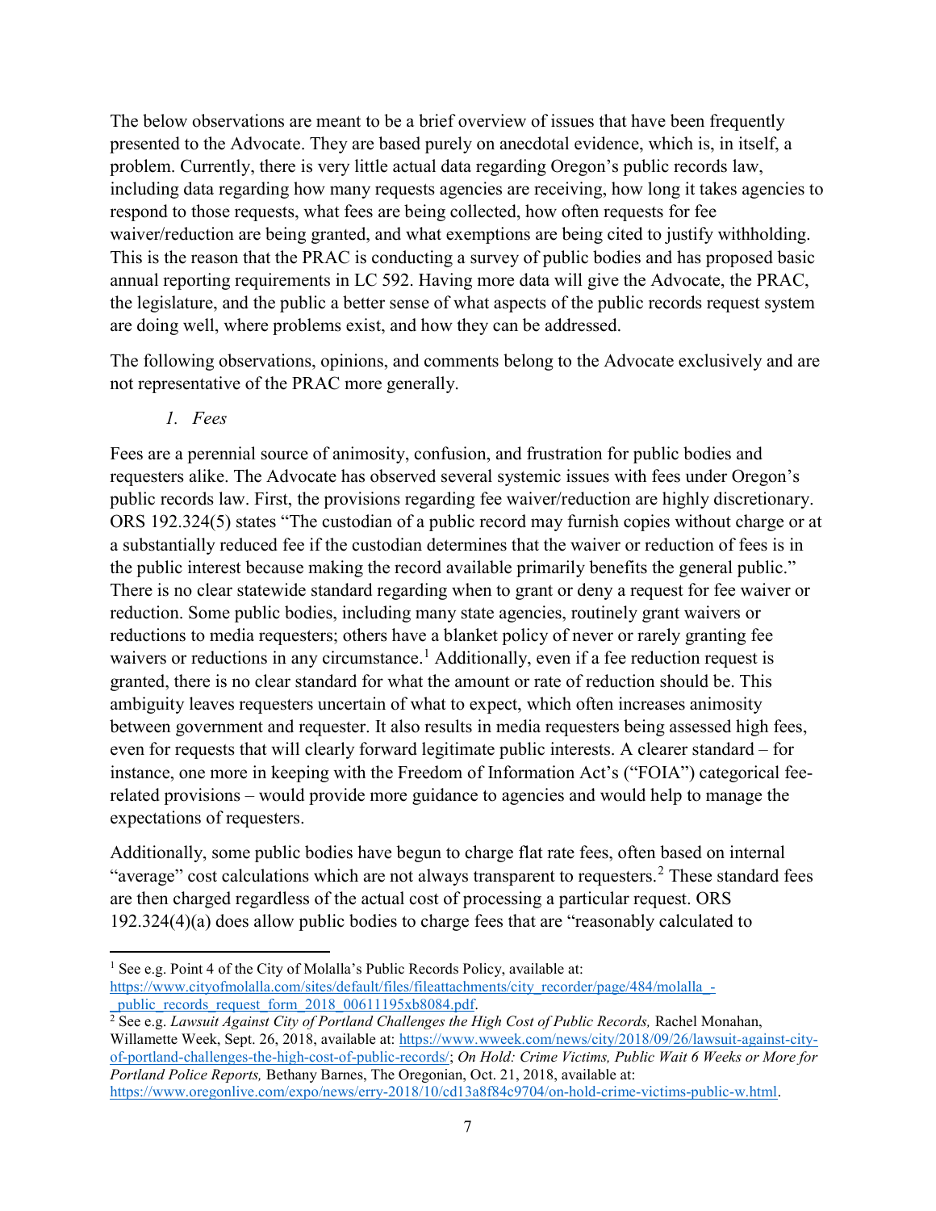The below observations are meant to be a brief overview of issues that have been frequently presented to the Advocate. They are based purely on anecdotal evidence, which is, in itself, a problem. Currently, there is very little actual data regarding Oregon's public records law, including data regarding how many requests agencies are receiving, how long it takes agencies to respond to those requests, what fees are being collected, how often requests for fee waiver/reduction are being granted, and what exemptions are being cited to justify withholding. This is the reason that the PRAC is conducting a survey of public bodies and has proposed basic annual reporting requirements in LC 592. Having more data will give the Advocate, the PRAC, the legislature, and the public a better sense of what aspects of the public records request system are doing well, where problems exist, and how they can be addressed.

The following observations, opinions, and comments belong to the Advocate exclusively and are not representative of the PRAC more generally.

*1. Fees*

Fees are a perennial source of animosity, confusion, and frustration for public bodies and requesters alike. The Advocate has observed several systemic issues with fees under Oregon's public records law. First, the provisions regarding fee waiver/reduction are highly discretionary. ORS 192.324(5) states "The custodian of a public record may furnish copies without charge or at a substantially reduced fee if the custodian determines that the waiver or reduction of fees is in the public interest because making the record available primarily benefits the general public." There is no clear statewide standard regarding when to grant or deny a request for fee waiver or reduction. Some public bodies, including many state agencies, routinely grant waivers or reductions to media requesters; others have a blanket policy of never or rarely granting fee waivers or reductions in any circumstance.[1] Additionally, even if a fee reduction request is granted, there is no clear standard for what the amount or rate of reduction should be. This ambiguity leaves requesters uncertain of what to expect, which often increases animosity between government and requester. It also results in media requesters being assessed high fees, even for requests that will clearly forward legitimate public interests. A clearer standard – for instance, one more in keeping with the Freedom of Information Act's ("FOIA") categorical fee-related provisions – would provide more guidance to agencies and would help to manage the expectations of requesters.

Additionally, some public bodies have begun to charge flat rate fees, often based on internal "average" cost calculations which are not always transparent to requesters.[2] These standard fees are then charged regardless of the actual cost of processing a particular request. ORS 192.324(4)(a) does allow public bodies to charge fees that are "reasonably calculated to

---

[1] See e.g. Point 4 of the City of Molalla's Public Records Policy, available at: https://www.cityofmolalla.com/sites/default/files/fileattachments/city_recorder/page/484/molalla_-_public_records_request_form_2018_00611195xb8084.pdf.

[2] See e.g. *Lawsuit Against City of Portland Challenges the High Cost of Public Records,* Rachel Monahan, Willamette Week, Sept. 26, 2018, available at: https://www.wweek.com/news/city/2018/09/26/lawsuit-against-city-of-portland-challenges-the-high-cost-of-public-records/; *On Hold: Crime Victims, Public Wait 6 Weeks or More for Portland Police Reports,* Bethany Barnes, The Oregonian, Oct. 21, 2018, available at: https://www.oregonlive.com/expo/news/erry-2018/10/cd13a8f84c9704/on-hold-crime-victims-public-w.html.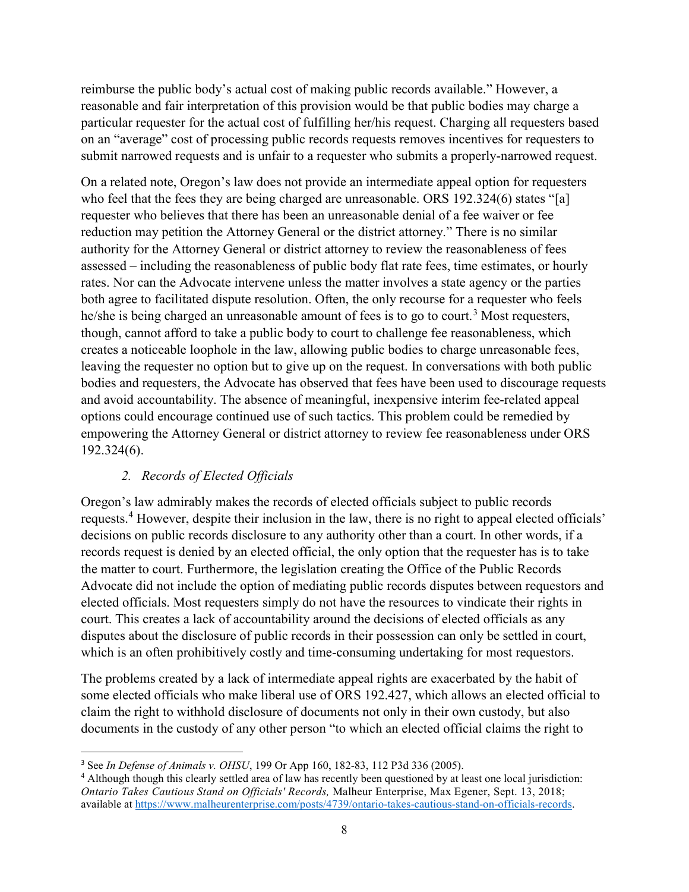reimburse the public body's actual cost of making public records available." However, a reasonable and fair interpretation of this provision would be that public bodies may charge a particular requester for the actual cost of fulfilling her/his request. Charging all requesters based on an "average" cost of processing public records requests removes incentives for requesters to submit narrowed requests and is unfair to a requester who submits a properly-narrowed request.

On a related note, Oregon's law does not provide an intermediate appeal option for requesters who feel that the fees they are being charged are unreasonable. ORS 192.324(6) states "[a] requester who believes that there has been an unreasonable denial of a fee waiver or fee reduction may petition the Attorney General or the district attorney." There is no similar authority for the Attorney General or district attorney to review the reasonableness of fees assessed – including the reasonableness of public body flat rate fees, time estimates, or hourly rates. Nor can the Advocate intervene unless the matter involves a state agency or the parties both agree to facilitated dispute resolution. Often, the only recourse for a requester who feels he/she is being charged an unreasonable amount of fees is to go to court.[3] Most requesters, though, cannot afford to take a public body to court to challenge fee reasonableness, which creates a noticeable loophole in the law, allowing public bodies to charge unreasonable fees, leaving the requester no option but to give up on the request. In conversations with both public bodies and requesters, the Advocate has observed that fees have been used to discourage requests and avoid accountability. The absence of meaningful, inexpensive interim fee-related appeal options could encourage continued use of such tactics. This problem could be remedied by empowering the Attorney General or district attorney to review fee reasonableness under ORS 192.324(6).

### *2. Records of Elected Officials*

Oregon's law admirably makes the records of elected officials subject to public records requests.[4] However, despite their inclusion in the law, there is no right to appeal elected officials' decisions on public records disclosure to any authority other than a court. In other words, if a records request is denied by an elected official, the only option that the requester has is to take the matter to court. Furthermore, the legislation creating the Office of the Public Records Advocate did not include the option of mediating public records disputes between requestors and elected officials. Most requesters simply do not have the resources to vindicate their rights in court. This creates a lack of accountability around the decisions of elected officials as any disputes about the disclosure of public records in their possession can only be settled in court, which is an often prohibitively costly and time-consuming undertaking for most requestors.

The problems created by a lack of intermediate appeal rights are exacerbated by the habit of some elected officials who make liberal use of ORS 192.427, which allows an elected official to claim the right to withhold disclosure of documents not only in their own custody, but also documents in the custody of any other person "to which an elected official claims the right to

---

[3] See *In Defense of Animals v. OHSU*, 199 Or App 160, 182-83, 112 P3d 336 (2005).

[4] Although though this clearly settled area of law has recently been questioned by at least one local jurisdiction: *Ontario Takes Cautious Stand on Officials' Records,* Malheur Enterprise, Max Egener, Sept. 13, 2018; available at https://www.malheurenterprise.com/posts/4739/ontario-takes-cautious-stand-on-officials-records.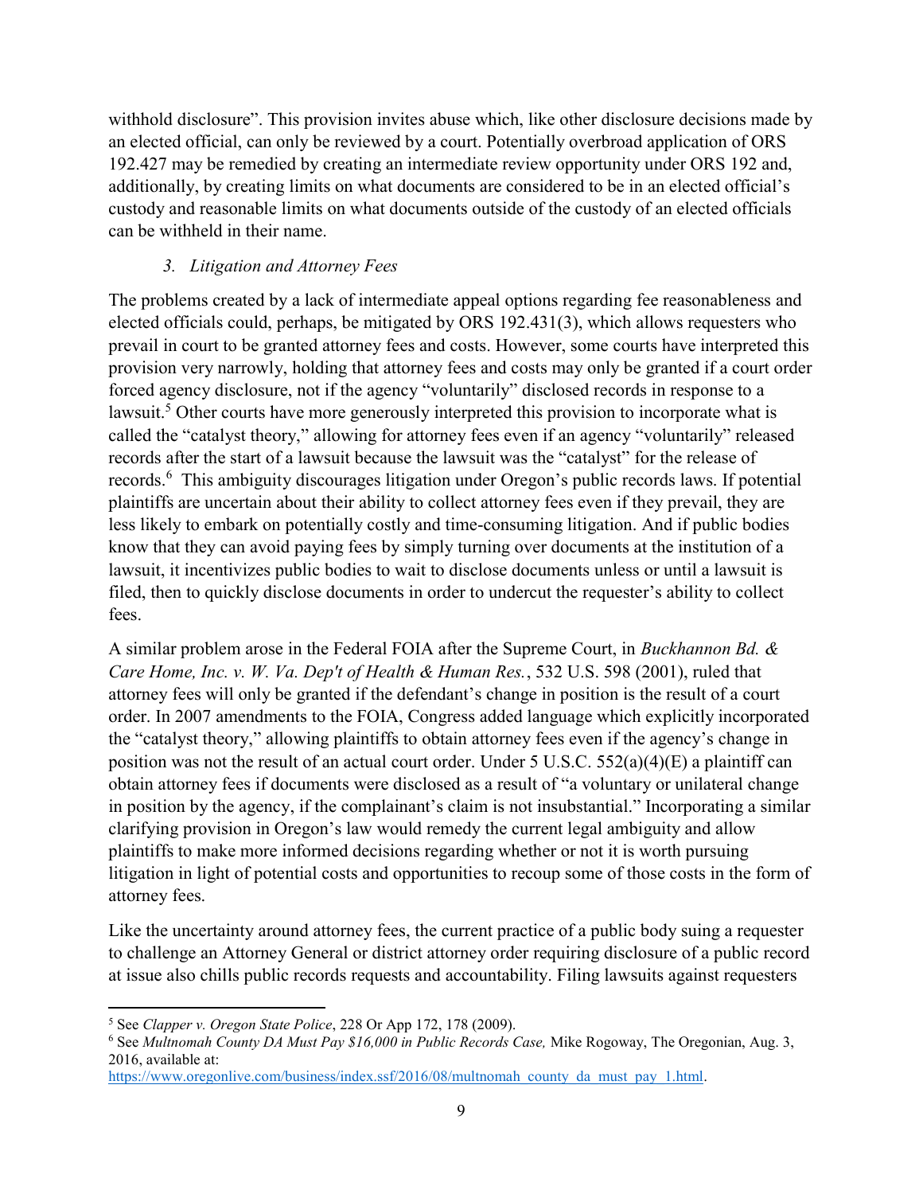withhold disclosure". This provision invites abuse which, like other disclosure decisions made by an elected official, can only be reviewed by a court. Potentially overbroad application of ORS 192.427 may be remedied by creating an intermediate review opportunity under ORS 192 and, additionally, by creating limits on what documents are considered to be in an elected official's custody and reasonable limits on what documents outside of the custody of an elected officials can be withheld in their name.

### *3. Litigation and Attorney Fees*

The problems created by a lack of intermediate appeal options regarding fee reasonableness and elected officials could, perhaps, be mitigated by ORS 192.431(3), which allows requesters who prevail in court to be granted attorney fees and costs. However, some courts have interpreted this provision very narrowly, holding that attorney fees and costs may only be granted if a court order forced agency disclosure, not if the agency "voluntarily" disclosed records in response to a lawsuit.[5] Other courts have more generously interpreted this provision to incorporate what is called the "catalyst theory," allowing for attorney fees even if an agency "voluntarily" released records after the start of a lawsuit because the lawsuit was the "catalyst" for the release of records.[6] This ambiguity discourages litigation under Oregon's public records laws. If potential plaintiffs are uncertain about their ability to collect attorney fees even if they prevail, they are less likely to embark on potentially costly and time-consuming litigation. And if public bodies know that they can avoid paying fees by simply turning over documents at the institution of a lawsuit, it incentivizes public bodies to wait to disclose documents unless or until a lawsuit is filed, then to quickly disclose documents in order to undercut the requester's ability to collect fees.

A similar problem arose in the Federal FOIA after the Supreme Court, in *Buckhannon Bd. & Care Home, Inc. v. W. Va. Dep't of Health & Human Res.*, 532 U.S. 598 (2001), ruled that attorney fees will only be granted if the defendant's change in position is the result of a court order. In 2007 amendments to the FOIA, Congress added language which explicitly incorporated the "catalyst theory," allowing plaintiffs to obtain attorney fees even if the agency's change in position was not the result of an actual court order. Under 5 U.S.C. 552(a)(4)(E) a plaintiff can obtain attorney fees if documents were disclosed as a result of "a voluntary or unilateral change in position by the agency, if the complainant's claim is not insubstantial." Incorporating a similar clarifying provision in Oregon's law would remedy the current legal ambiguity and allow plaintiffs to make more informed decisions regarding whether or not it is worth pursuing litigation in light of potential costs and opportunities to recoup some of those costs in the form of attorney fees.

Like the uncertainty around attorney fees, the current practice of a public body suing a requester to challenge an Attorney General or district attorney order requiring disclosure of a public record at issue also chills public records requests and accountability. Filing lawsuits against requesters

---

[5] See *Clapper v. Oregon State Police*, 228 Or App 172, 178 (2009).

[6] See *Multnomah County DA Must Pay $16,000 in Public Records Case,* Mike Rogoway, The Oregonian, Aug. 3, 2016, available at: https://www.oregonlive.com/business/index.ssf/2016/08/multnomah_county_da_must_pay_1.html.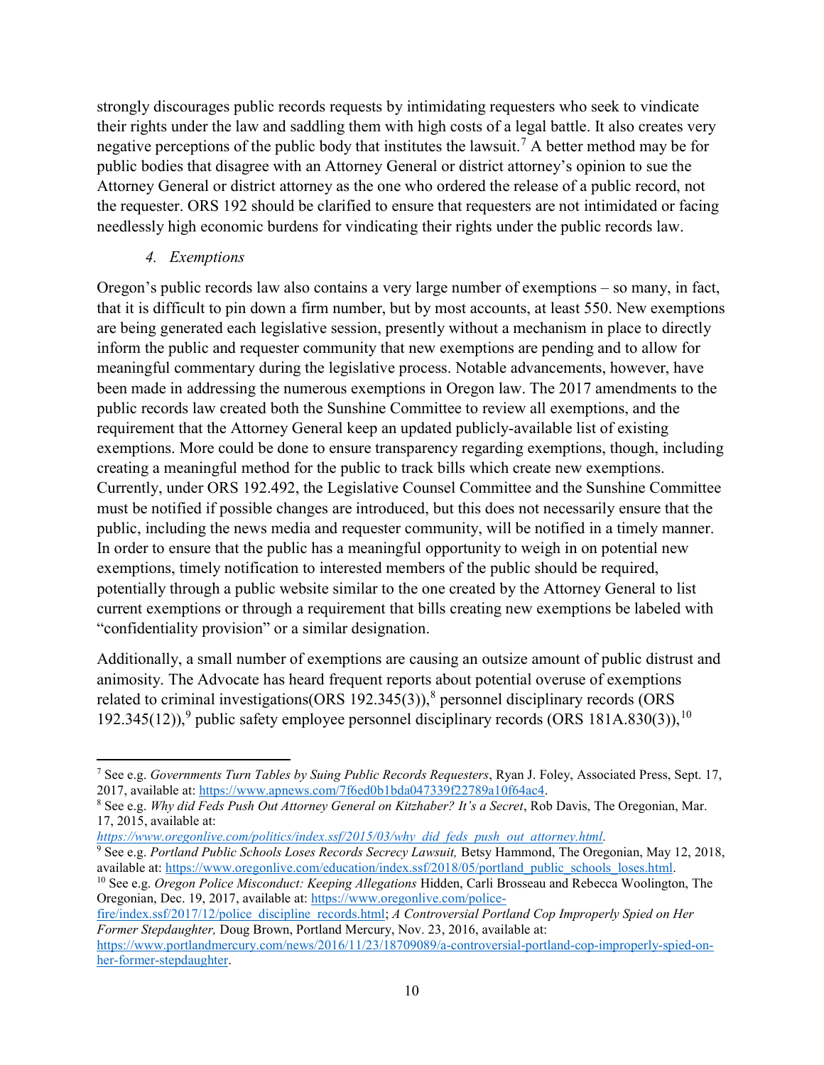strongly discourages public records requests by intimidating requesters who seek to vindicate their rights under the law and saddling them with high costs of a legal battle. It also creates very negative perceptions of the public body that institutes the lawsuit.[7] A better method may be for public bodies that disagree with an Attorney General or district attorney's opinion to sue the Attorney General or district attorney as the one who ordered the release of a public record, not the requester. ORS 192 should be clarified to ensure that requesters are not intimidated or facing needlessly high economic burdens for vindicating their rights under the public records law.

*4. Exemptions*

Oregon's public records law also contains a very large number of exemptions – so many, in fact, that it is difficult to pin down a firm number, but by most accounts, at least 550. New exemptions are being generated each legislative session, presently without a mechanism in place to directly inform the public and requester community that new exemptions are pending and to allow for meaningful commentary during the legislative process. Notable advancements, however, have been made in addressing the numerous exemptions in Oregon law. The 2017 amendments to the public records law created both the Sunshine Committee to review all exemptions, and the requirement that the Attorney General keep an updated publicly-available list of existing exemptions. More could be done to ensure transparency regarding exemptions, though, including creating a meaningful method for the public to track bills which create new exemptions. Currently, under ORS 192.492, the Legislative Counsel Committee and the Sunshine Committee must be notified if possible changes are introduced, but this does not necessarily ensure that the public, including the news media and requester community, will be notified in a timely manner. In order to ensure that the public has a meaningful opportunity to weigh in on potential new exemptions, timely notification to interested members of the public should be required, potentially through a public website similar to the one created by the Attorney General to list current exemptions or through a requirement that bills creating new exemptions be labeled with "confidentiality provision" or a similar designation.

Additionally, a small number of exemptions are causing an outsize amount of public distrust and animosity. The Advocate has heard frequent reports about potential overuse of exemptions related to criminal investigations(ORS 192.345(3)),[8] personnel disciplinary records (ORS 192.345(12)),[9] public safety employee personnel disciplinary records (ORS 181A.830(3)),[10]

---

[7] See e.g. *Governments Turn Tables by Suing Public Records Requesters*, Ryan J. Foley, Associated Press, Sept. 17, 2017, available at: https://www.apnews.com/7f6ed0b1bda047339f22789a10f64ac4.

[8] See e.g. *Why did Feds Push Out Attorney General on Kitzhaber? It's a Secret*, Rob Davis, The Oregonian, Mar. 17, 2015, available at: *https://www.oregonlive.com/politics/index.ssf/2015/03/why_did_feds_push_out_attorney.html.*

[9] See e.g. *Portland Public Schools Loses Records Secrecy Lawsuit,* Betsy Hammond, The Oregonian, May 12, 2018, available at: https://www.oregonlive.com/education/index.ssf/2018/05/portland_public_schools_loses.html.

[10] See e.g. *Oregon Police Misconduct: Keeping Allegations* Hidden, Carli Brosseau and Rebecca Woolington, The Oregonian, Dec. 19, 2017, available at: https://www.oregonlive.com/police-fire/index.ssf/2017/12/police_discipline_records.html; *A Controversial Portland Cop Improperly Spied on Her Former Stepdaughter,* Doug Brown, Portland Mercury, Nov. 23, 2016, available at: https://www.portlandmercury.com/news/2016/11/23/18709089/a-controversial-portland-cop-improperly-spied-on-her-former-stepdaughter.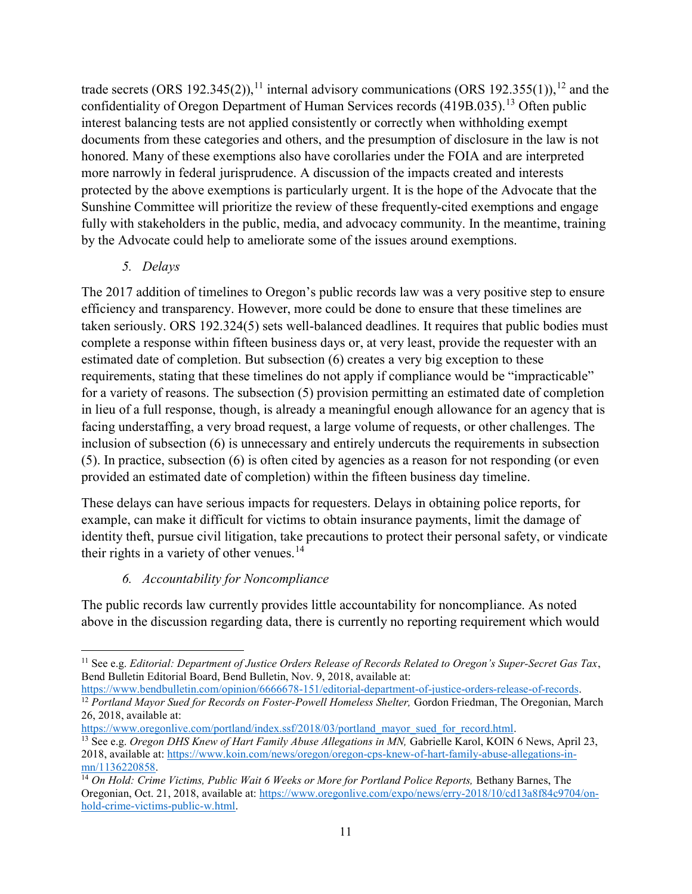trade secrets (ORS 192.345(2)),[11] internal advisory communications (ORS 192.355(1)),[12] and the confidentiality of Oregon Department of Human Services records (419B.035).[13] Often public interest balancing tests are not applied consistently or correctly when withholding exempt documents from these categories and others, and the presumption of disclosure in the law is not honored. Many of these exemptions also have corollaries under the FOIA and are interpreted more narrowly in federal jurisprudence. A discussion of the impacts created and interests protected by the above exemptions is particularly urgent. It is the hope of the Advocate that the Sunshine Committee will prioritize the review of these frequently-cited exemptions and engage fully with stakeholders in the public, media, and advocacy community. In the meantime, training by the Advocate could help to ameliorate some of the issues around exemptions.

### *5. Delays*

The 2017 addition of timelines to Oregon's public records law was a very positive step to ensure efficiency and transparency. However, more could be done to ensure that these timelines are taken seriously. ORS 192.324(5) sets well-balanced deadlines. It requires that public bodies must complete a response within fifteen business days or, at very least, provide the requester with an estimated date of completion. But subsection (6) creates a very big exception to these requirements, stating that these timelines do not apply if compliance would be "impracticable" for a variety of reasons. The subsection (5) provision permitting an estimated date of completion in lieu of a full response, though, is already a meaningful enough allowance for an agency that is facing understaffing, a very broad request, a large volume of requests, or other challenges. The inclusion of subsection (6) is unnecessary and entirely undercuts the requirements in subsection (5). In practice, subsection (6) is often cited by agencies as a reason for not responding (or even provided an estimated date of completion) within the fifteen business day timeline.

These delays can have serious impacts for requesters. Delays in obtaining police reports, for example, can make it difficult for victims to obtain insurance payments, limit the damage of identity theft, pursue civil litigation, take precautions to protect their personal safety, or vindicate their rights in a variety of other venues.[14]

### *6. Accountability for Noncompliance*

The public records law currently provides little accountability for noncompliance. As noted above in the discussion regarding data, there is currently no reporting requirement which would

---

[11] See e.g. *Editorial: Department of Justice Orders Release of Records Related to Oregon's Super-Secret Gas Tax*, Bend Bulletin Editorial Board, Bend Bulletin, Nov. 9, 2018, available at: https://www.bendbulletin.com/opinion/6666678-151/editorial-department-of-justice-orders-release-of-records.

[12] *Portland Mayor Sued for Records on Foster-Powell Homeless Shelter,* Gordon Friedman, The Oregonian, March 26, 2018, available at: https://www.oregonlive.com/portland/index.ssf/2018/03/portland_mayor_sued_for_record.html.

[13] See e.g. *Oregon DHS Knew of Hart Family Abuse Allegations in MN,* Gabrielle Karol, KOIN 6 News, April 23, 2018, available at: https://www.koin.com/news/oregon/oregon-cps-knew-of-hart-family-abuse-allegations-in-mn/1136220858.

[14] *On Hold: Crime Victims, Public Wait 6 Weeks or More for Portland Police Reports,* Bethany Barnes, The Oregonian, Oct. 21, 2018, available at: https://www.oregonlive.com/expo/news/erry-2018/10/cd13a8f84c9704/on-hold-crime-victims-public-w.html.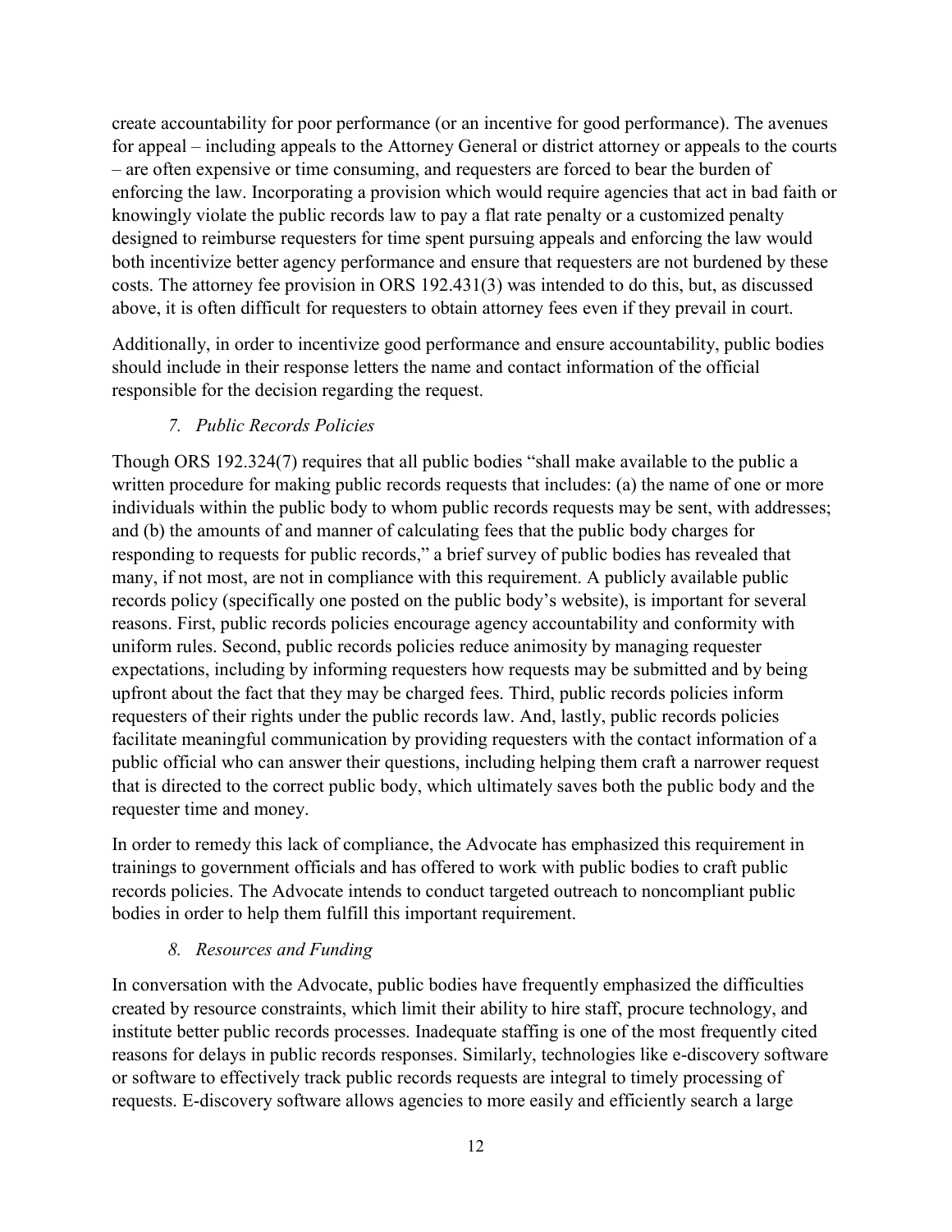create accountability for poor performance (or an incentive for good performance). The avenues for appeal – including appeals to the Attorney General or district attorney or appeals to the courts – are often expensive or time consuming, and requesters are forced to bear the burden of enforcing the law. Incorporating a provision which would require agencies that act in bad faith or knowingly violate the public records law to pay a flat rate penalty or a customized penalty designed to reimburse requesters for time spent pursuing appeals and enforcing the law would both incentivize better agency performance and ensure that requesters are not burdened by these costs. The attorney fee provision in ORS 192.431(3) was intended to do this, but, as discussed above, it is often difficult for requesters to obtain attorney fees even if they prevail in court.

Additionally, in order to incentivize good performance and ensure accountability, public bodies should include in their response letters the name and contact information of the official responsible for the decision regarding the request.

### *7. Public Records Policies*

Though ORS 192.324(7) requires that all public bodies "shall make available to the public a written procedure for making public records requests that includes: (a) the name of one or more individuals within the public body to whom public records requests may be sent, with addresses; and (b) the amounts of and manner of calculating fees that the public body charges for responding to requests for public records," a brief survey of public bodies has revealed that many, if not most, are not in compliance with this requirement. A publicly available public records policy (specifically one posted on the public body's website), is important for several reasons. First, public records policies encourage agency accountability and conformity with uniform rules. Second, public records policies reduce animosity by managing requester expectations, including by informing requesters how requests may be submitted and by being upfront about the fact that they may be charged fees. Third, public records policies inform requesters of their rights under the public records law. And, lastly, public records policies facilitate meaningful communication by providing requesters with the contact information of a public official who can answer their questions, including helping them craft a narrower request that is directed to the correct public body, which ultimately saves both the public body and the requester time and money.

In order to remedy this lack of compliance, the Advocate has emphasized this requirement in trainings to government officials and has offered to work with public bodies to craft public records policies. The Advocate intends to conduct targeted outreach to noncompliant public bodies in order to help them fulfill this important requirement.

### *8. Resources and Funding*

In conversation with the Advocate, public bodies have frequently emphasized the difficulties created by resource constraints, which limit their ability to hire staff, procure technology, and institute better public records processes. Inadequate staffing is one of the most frequently cited reasons for delays in public records responses. Similarly, technologies like e-discovery software or software to effectively track public records requests are integral to timely processing of requests. E-discovery software allows agencies to more easily and efficiently search a large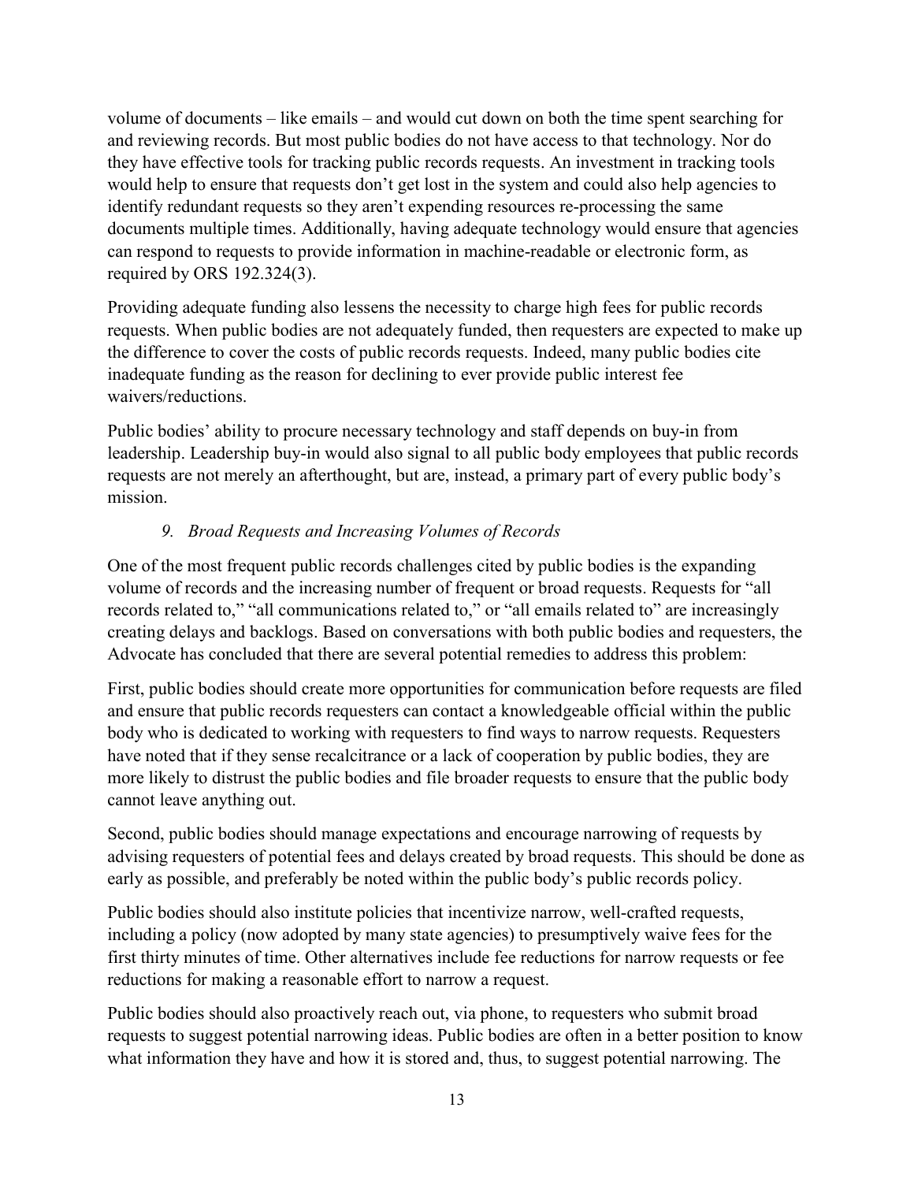volume of documents – like emails – and would cut down on both the time spent searching for and reviewing records. But most public bodies do not have access to that technology. Nor do they have effective tools for tracking public records requests. An investment in tracking tools would help to ensure that requests don't get lost in the system and could also help agencies to identify redundant requests so they aren't expending resources re-processing the same documents multiple times. Additionally, having adequate technology would ensure that agencies can respond to requests to provide information in machine-readable or electronic form, as required by ORS 192.324(3).

Providing adequate funding also lessens the necessity to charge high fees for public records requests. When public bodies are not adequately funded, then requesters are expected to make up the difference to cover the costs of public records requests. Indeed, many public bodies cite inadequate funding as the reason for declining to ever provide public interest fee waivers/reductions.

Public bodies' ability to procure necessary technology and staff depends on buy-in from leadership. Leadership buy-in would also signal to all public body employees that public records requests are not merely an afterthought, but are, instead, a primary part of every public body's mission.

### *9. Broad Requests and Increasing Volumes of Records*

One of the most frequent public records challenges cited by public bodies is the expanding volume of records and the increasing number of frequent or broad requests. Requests for "all records related to," "all communications related to," or "all emails related to" are increasingly creating delays and backlogs. Based on conversations with both public bodies and requesters, the Advocate has concluded that there are several potential remedies to address this problem:

First, public bodies should create more opportunities for communication before requests are filed and ensure that public records requesters can contact a knowledgeable official within the public body who is dedicated to working with requesters to find ways to narrow requests. Requesters have noted that if they sense recalcitrance or a lack of cooperation by public bodies, they are more likely to distrust the public bodies and file broader requests to ensure that the public body cannot leave anything out.

Second, public bodies should manage expectations and encourage narrowing of requests by advising requesters of potential fees and delays created by broad requests. This should be done as early as possible, and preferably be noted within the public body's public records policy.

Public bodies should also institute policies that incentivize narrow, well-crafted requests, including a policy (now adopted by many state agencies) to presumptively waive fees for the first thirty minutes of time. Other alternatives include fee reductions for narrow requests or fee reductions for making a reasonable effort to narrow a request.

Public bodies should also proactively reach out, via phone, to requesters who submit broad requests to suggest potential narrowing ideas. Public bodies are often in a better position to know what information they have and how it is stored and, thus, to suggest potential narrowing. The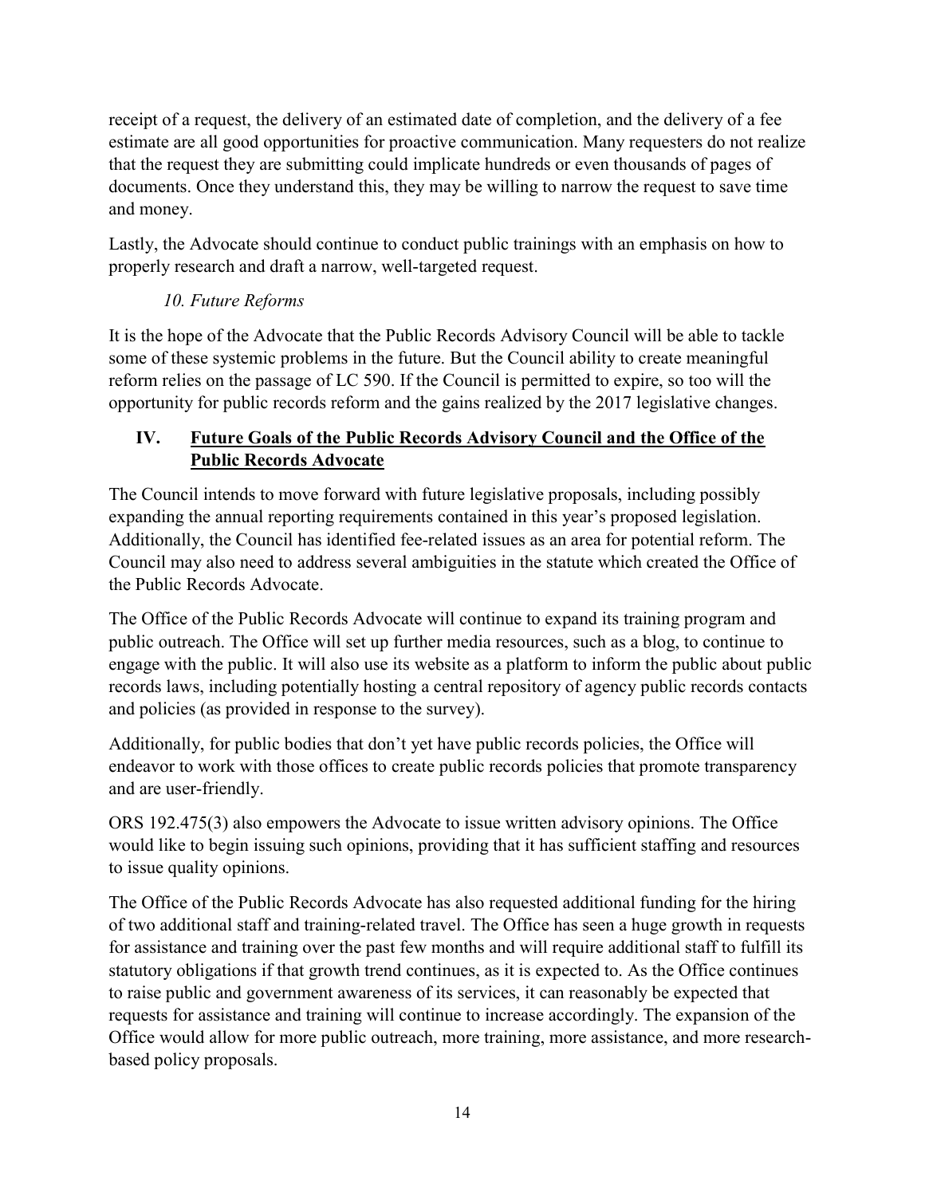receipt of a request, the delivery of an estimated date of completion, and the delivery of a fee estimate are all good opportunities for proactive communication. Many requesters do not realize that the request they are submitting could implicate hundreds or even thousands of pages of documents. Once they understand this, they may be willing to narrow the request to save time and money.

Lastly, the Advocate should continue to conduct public trainings with an emphasis on how to properly research and draft a narrow, well-targeted request.

### *10. Future Reforms*

It is the hope of the Advocate that the Public Records Advisory Council will be able to tackle some of these systemic problems in the future. But the Council ability to create meaningful reform relies on the passage of LC 590. If the Council is permitted to expire, so too will the opportunity for public records reform and the gains realized by the 2017 legislative changes.

## IV. Future Goals of the Public Records Advisory Council and the Office of the Public Records Advocate

The Council intends to move forward with future legislative proposals, including possibly expanding the annual reporting requirements contained in this year's proposed legislation. Additionally, the Council has identified fee-related issues as an area for potential reform. The Council may also need to address several ambiguities in the statute which created the Office of the Public Records Advocate.

The Office of the Public Records Advocate will continue to expand its training program and public outreach. The Office will set up further media resources, such as a blog, to continue to engage with the public. It will also use its website as a platform to inform the public about public records laws, including potentially hosting a central repository of agency public records contacts and policies (as provided in response to the survey).

Additionally, for public bodies that don't yet have public records policies, the Office will endeavor to work with those offices to create public records policies that promote transparency and are user-friendly.

ORS 192.475(3) also empowers the Advocate to issue written advisory opinions. The Office would like to begin issuing such opinions, providing that it has sufficient staffing and resources to issue quality opinions.

The Office of the Public Records Advocate has also requested additional funding for the hiring of two additional staff and training-related travel. The Office has seen a huge growth in requests for assistance and training over the past few months and will require additional staff to fulfill its statutory obligations if that growth trend continues, as it is expected to. As the Office continues to raise public and government awareness of its services, it can reasonably be expected that requests for assistance and training will continue to increase accordingly. The expansion of the Office would allow for more public outreach, more training, more assistance, and more research-based policy proposals.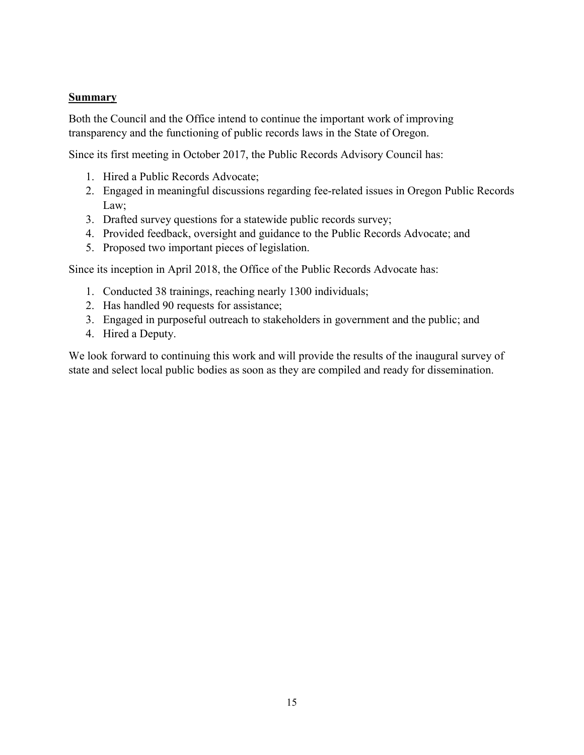## Summary

Both the Council and the Office intend to continue the important work of improving transparency and the functioning of public records laws in the State of Oregon.

Since its first meeting in October 2017, the Public Records Advisory Council has:

1. Hired a Public Records Advocate;
2. Engaged in meaningful discussions regarding fee-related issues in Oregon Public Records Law;
3. Drafted survey questions for a statewide public records survey;
4. Provided feedback, oversight and guidance to the Public Records Advocate; and
5. Proposed two important pieces of legislation.

Since its inception in April 2018, the Office of the Public Records Advocate has:

1. Conducted 38 trainings, reaching nearly 1300 individuals;
2. Has handled 90 requests for assistance;
3. Engaged in purposeful outreach to stakeholders in government and the public; and
4. Hired a Deputy.

We look forward to continuing this work and will provide the results of the inaugural survey of state and select local public bodies as soon as they are compiled and ready for dissemination.